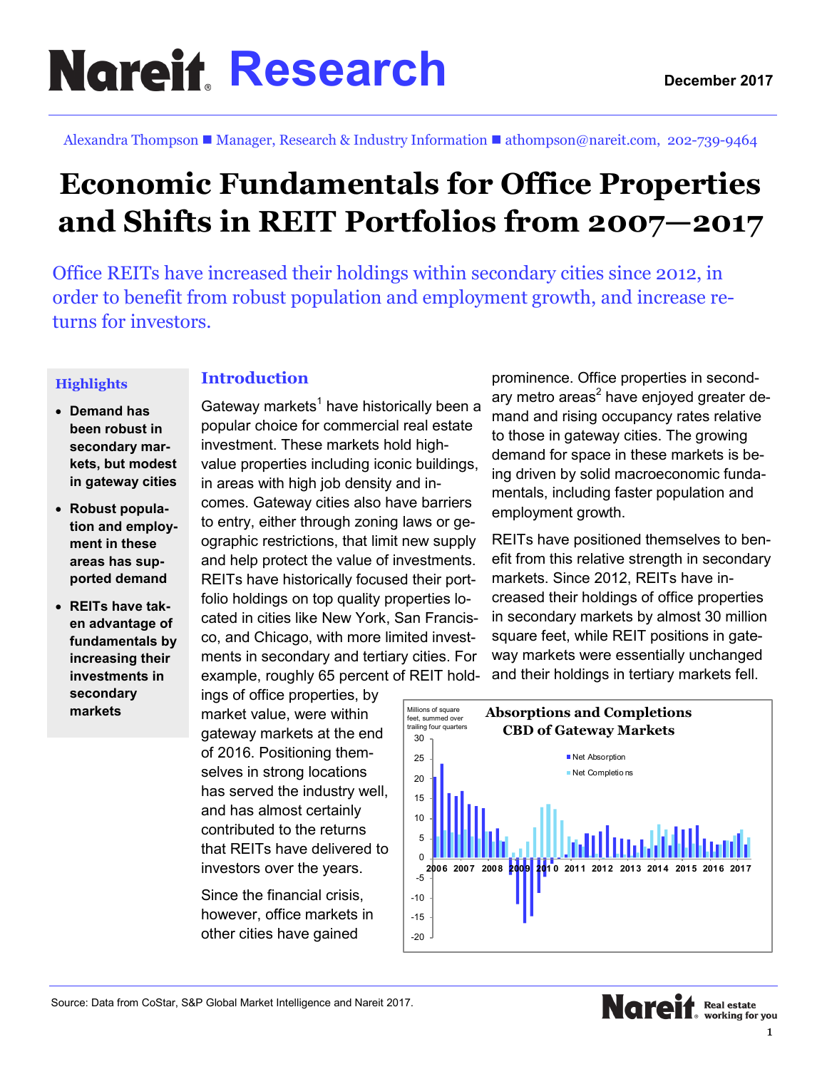# Nareit Research

December 2017

Alexandra Thompson ■ Manager, Research & Industry Information ■ athompson@nareit.com, 202-739-9464

# Economic Fundamentals for Office Properties and Shifts in REIT Portfolios from 2007—2017

Office REITs have increased their holdings within secondary cities since 2012, in order to benefit from robust population and employment growth, and increase returns for investors.

### Highlights

- **Demand has been robust in secondary markets, but modest in gateway cities**
- **Robust population and employment in these areas has supported demand**
- **REITs have taken advantage of fundamentals by increasing their investments in secondary markets**

## Introduction

Gateway markets[1] have historically been a popular choice for commercial real estate investment. These markets hold high-value properties including iconic buildings, in areas with high job density and incomes. Gateway cities also have barriers to entry, either through zoning laws or geographic restrictions, that limit new supply and help protect the value of investments. REITs have historically focused their portfolio holdings on top quality properties located in cities like New York, San Francisco, and Chicago, with more limited investments in secondary and tertiary cities. For example, roughly 65 percent of REIT holdings of office properties, by market value, were within gateway markets at the end of 2016. Positioning themselves in strong locations has served the industry well, and has almost certainly contributed to the returns that REITs have delivered to investors over the years.

Since the financial crisis, however, office markets in other cities have gained prominence. Office properties in secondary metro areas[2] have enjoyed greater demand and rising occupancy rates relative to those in gateway cities. The growing demand for space in these markets is being driven by solid macroeconomic fundamentals, including faster population and employment growth.

REITs have positioned themselves to benefit from this relative strength in secondary markets. Since 2012, REITs have increased their holdings of office properties in secondary markets by almost 30 million square feet, while REIT positions in gateway markets were essentially unchanged and their holdings in tertiary markets fell.

**Absorptions and Completions CBD of Gateway Markets**

Millions of square feet, summed over trailing four quarters

Legend: Net Absorption; Net Completions

Source: Data from CoStar, S&P Global Market Intelligence and Nareit 2017.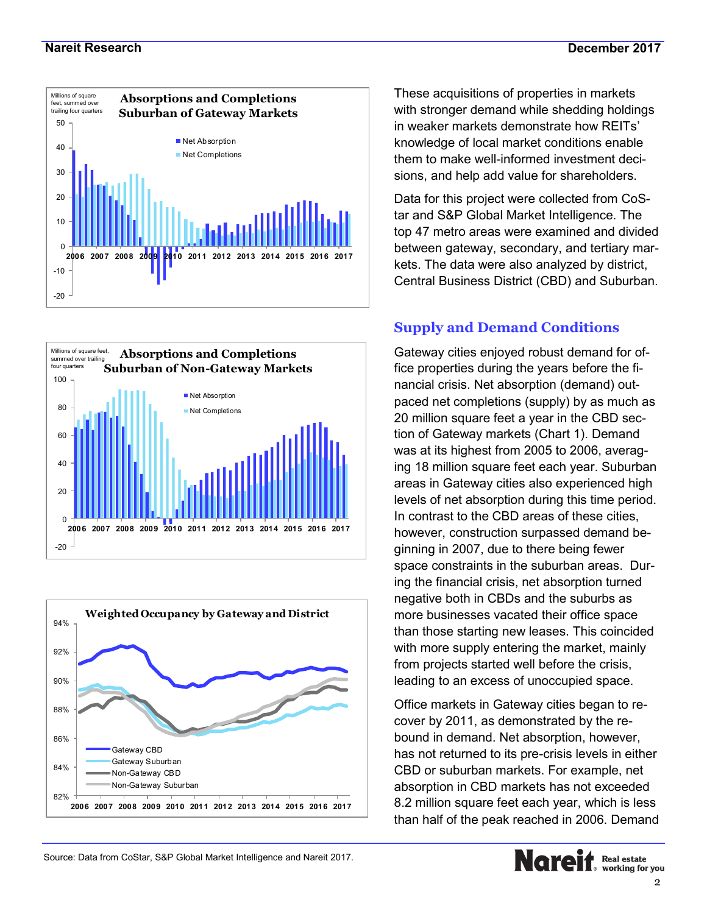These acquisitions of properties in markets with stronger demand while shedding holdings in weaker markets demonstrate how REITs' knowledge of local market conditions enable them to make well-informed investment decisions, and help add value for shareholders.

Data for this project were collected from CoStar and S&P Global Market Intelligence. The top 47 metro areas were examined and divided between gateway, secondary, and tertiary markets. The data were also analyzed by district, Central Business District (CBD) and Suburban.

## Supply and Demand Conditions

Gateway cities enjoyed robust demand for office properties during the years before the financial crisis. Net absorption (demand) outpaced net completions (supply) by as much as 20 million square feet a year in the CBD section of Gateway markets (Chart 1). Demand was at its highest from 2005 to 2006, averaging 18 million square feet each year. Suburban areas in Gateway cities also experienced high levels of net absorption during this time period. In contrast to the CBD areas of these cities, however, construction surpassed demand beginning in 2007, due to there being fewer space constraints in the suburban areas. During the financial crisis, net absorption turned negative both in CBDs and the suburbs as more businesses vacated their office space than those starting new leases. This coincided with more supply entering the market, mainly from projects started well before the crisis, leading to an excess of unoccupied space.

Office markets in Gateway cities began to recover by 2011, as demonstrated by the rebound in demand. Net absorption, however, has not returned to its pre-crisis levels in either CBD or suburban markets. For example, net absorption in CBD markets has not exceeded 8.2 million square feet each year, which is less than half of the peak reached in 2006. Demand

Source: Data from CoStar, S&P Global Market Intelligence and Nareit 2017.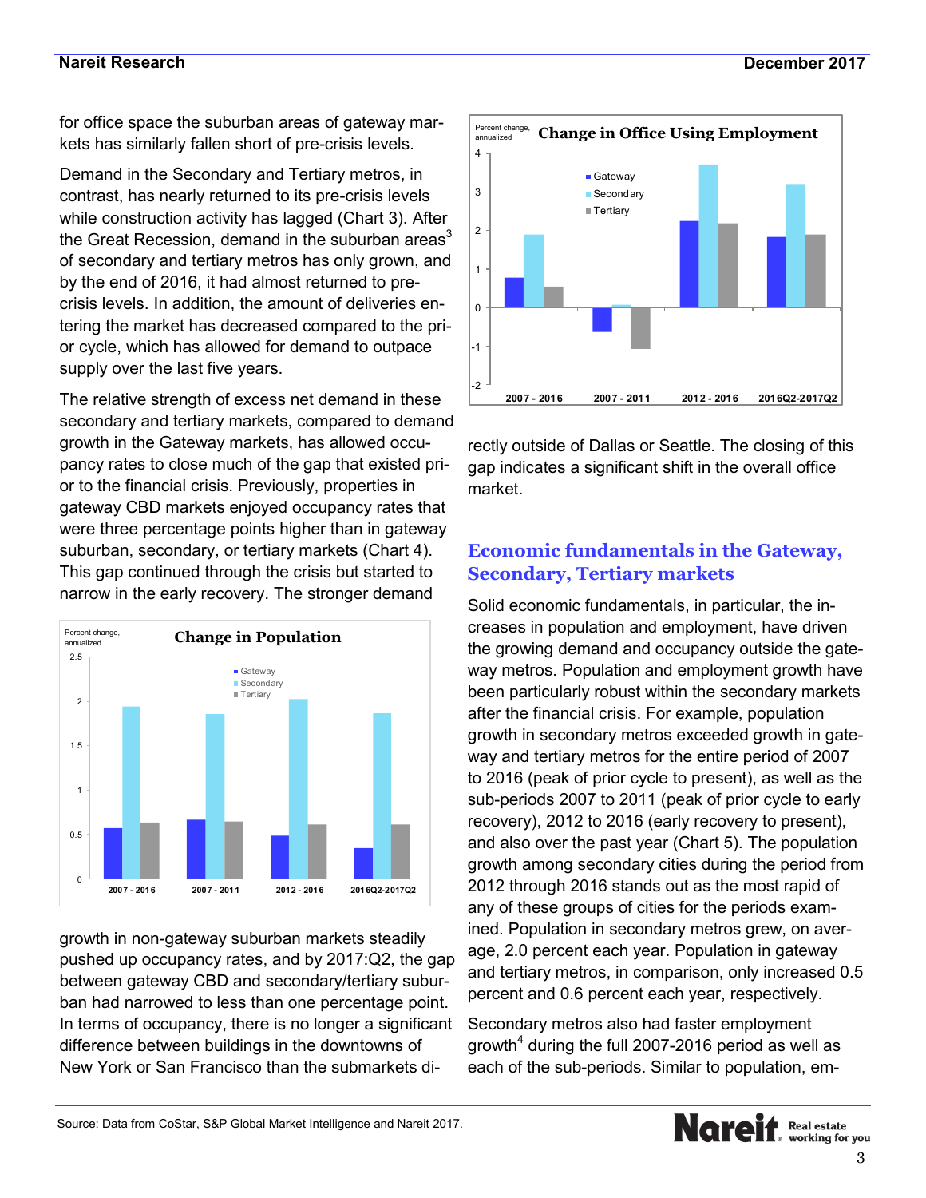for office space the suburban areas of gateway markets has similarly fallen short of pre-crisis levels.

Demand in the Secondary and Tertiary metros, in contrast, has nearly returned to its pre-crisis levels while construction activity has lagged (Chart 3). After the Great Recession, demand in the suburban areas[3] of secondary and tertiary metros has only grown, and by the end of 2016, it had almost returned to pre-crisis levels. In addition, the amount of deliveries entering the market has decreased compared to the prior cycle, which has allowed for demand to outpace supply over the last five years.

The relative strength of excess net demand in these secondary and tertiary markets, compared to demand growth in the Gateway markets, has allowed occupancy rates to close much of the gap that existed prior to the financial crisis. Previously, properties in gateway CBD markets enjoyed occupancy rates that were three percentage points higher than in gateway suburban, secondary, or tertiary markets (Chart 4). This gap continued through the crisis but started to narrow in the early recovery. The stronger demand growth in non-gateway suburban markets steadily pushed up occupancy rates, and by 2017:Q2, the gap between gateway CBD and secondary/tertiary suburban had narrowed to less than one percentage point. In terms of occupancy, there is no longer a significant difference between buildings in the downtowns of New York or San Francisco than the submarkets directly outside of Dallas or Seattle. The closing of this gap indicates a significant shift in the overall office market.

**Change in Population**

Percent change, annualized

Legend: Gateway, Secondary, Tertiary

Periods: 2007 - 2016, 2007 - 2011, 2012 - 2016, 2016Q2-2017Q2

**Change in Office Using Employment**

Percent change, annualized

Legend: Gateway, Secondary, Tertiary

Periods: 2007 - 2016, 2007 - 2011, 2012 - 2016, 2016Q2-2017Q2

## Economic fundamentals in the Gateway, Secondary, Tertiary markets

Solid economic fundamentals, in particular, the increases in population and employment, have driven the growing demand and occupancy outside the gateway metros. Population and employment growth have been particularly robust within the secondary markets after the financial crisis. For example, population growth in secondary metros exceeded growth in gateway and tertiary metros for the entire period of 2007 to 2016 (peak of prior cycle to present), as well as the sub-periods 2007 to 2011 (peak of prior cycle to early recovery), 2012 to 2016 (early recovery to present), and also over the past year (Chart 5). The population growth among secondary cities during the period from 2012 through 2016 stands out as the most rapid of any of these groups of cities for the periods examined. Population in secondary metros grew, on average, 2.0 percent each year. Population in gateway and tertiary metros, in comparison, only increased 0.5 percent and 0.6 percent each year, respectively.

Secondary metros also had faster employment growth[4] during the full 2007-2016 period as well as each of the sub-periods. Similar to population, em-

Source: Data from CoStar, S&P Global Market Intelligence and Nareit 2017.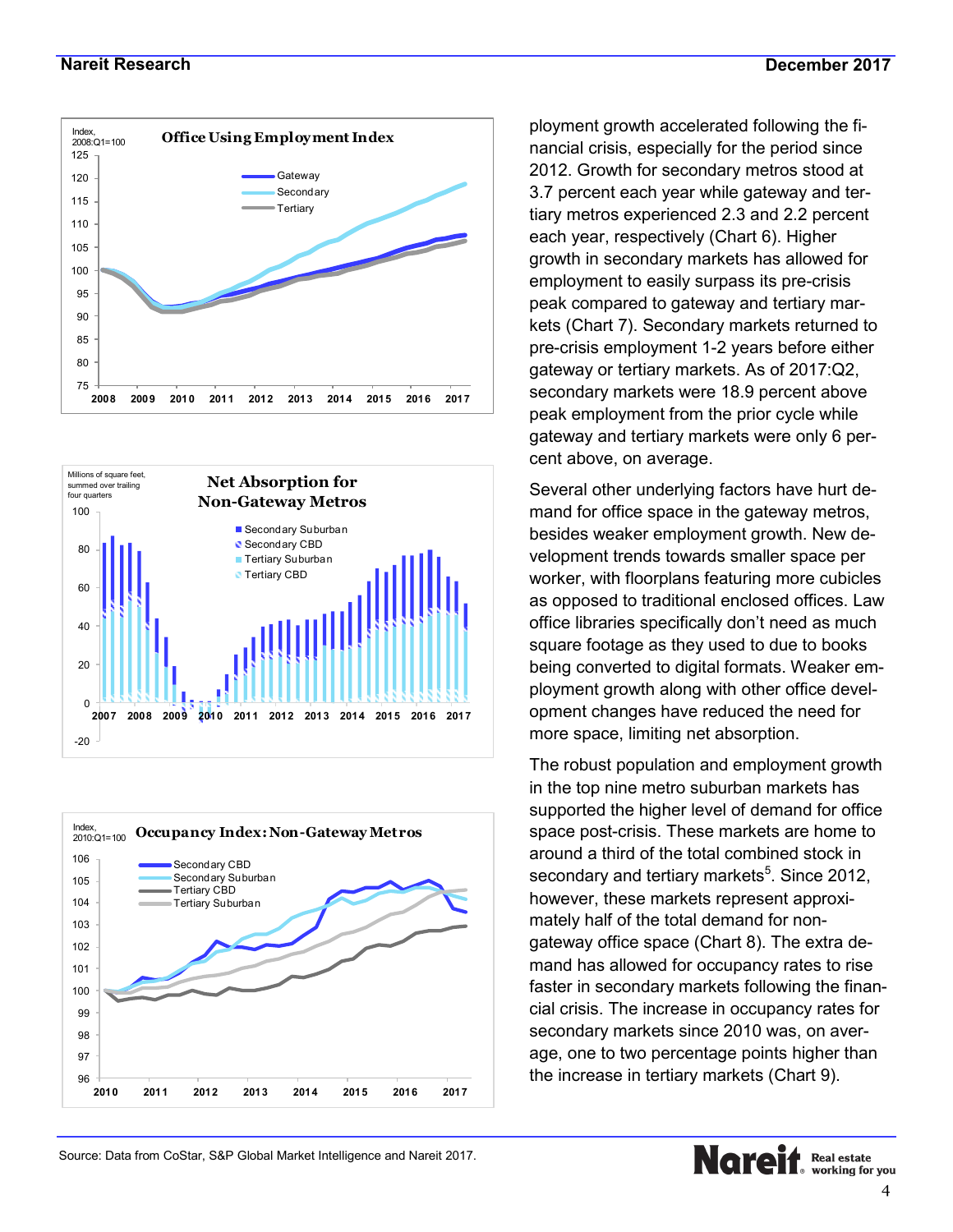ployment growth accelerated following the financial crisis, especially for the period since 2012. Growth for secondary metros stood at 3.7 percent each year while gateway and tertiary metros experienced 2.3 and 2.2 percent each year, respectively (Chart 6). Higher growth in secondary markets has allowed for employment to easily surpass its pre-crisis peak compared to gateway and tertiary markets (Chart 7). Secondary markets returned to pre-crisis employment 1-2 years before either gateway or tertiary markets. As of 2017:Q2, secondary markets were 18.9 percent above peak employment from the prior cycle while gateway and tertiary markets were only 6 percent above, on average.

Several other underlying factors have hurt demand for office space in the gateway metros, besides weaker employment growth. New development trends towards smaller space per worker, with floorplans featuring more cubicles as opposed to traditional enclosed offices. Law office libraries specifically don't need as much square footage as they used to due to books being converted to digital formats. Weaker employment growth along with other office development changes have reduced the need for more space, limiting net absorption.

The robust population and employment growth in the top nine metro suburban markets has supported the higher level of demand for office space post-crisis. These markets are home to around a third of the total combined stock in secondary and tertiary markets[5]. Since 2012, however, these markets represent approximately half of the total demand for non-gateway office space (Chart 8). The extra demand has allowed for occupancy rates to rise faster in secondary markets following the financial crisis. The increase in occupancy rates for secondary markets since 2010 was, on average, one to two percentage points higher than the increase in tertiary markets (Chart 9).

Source: Data from CoStar, S&P Global Market Intelligence and Nareit 2017.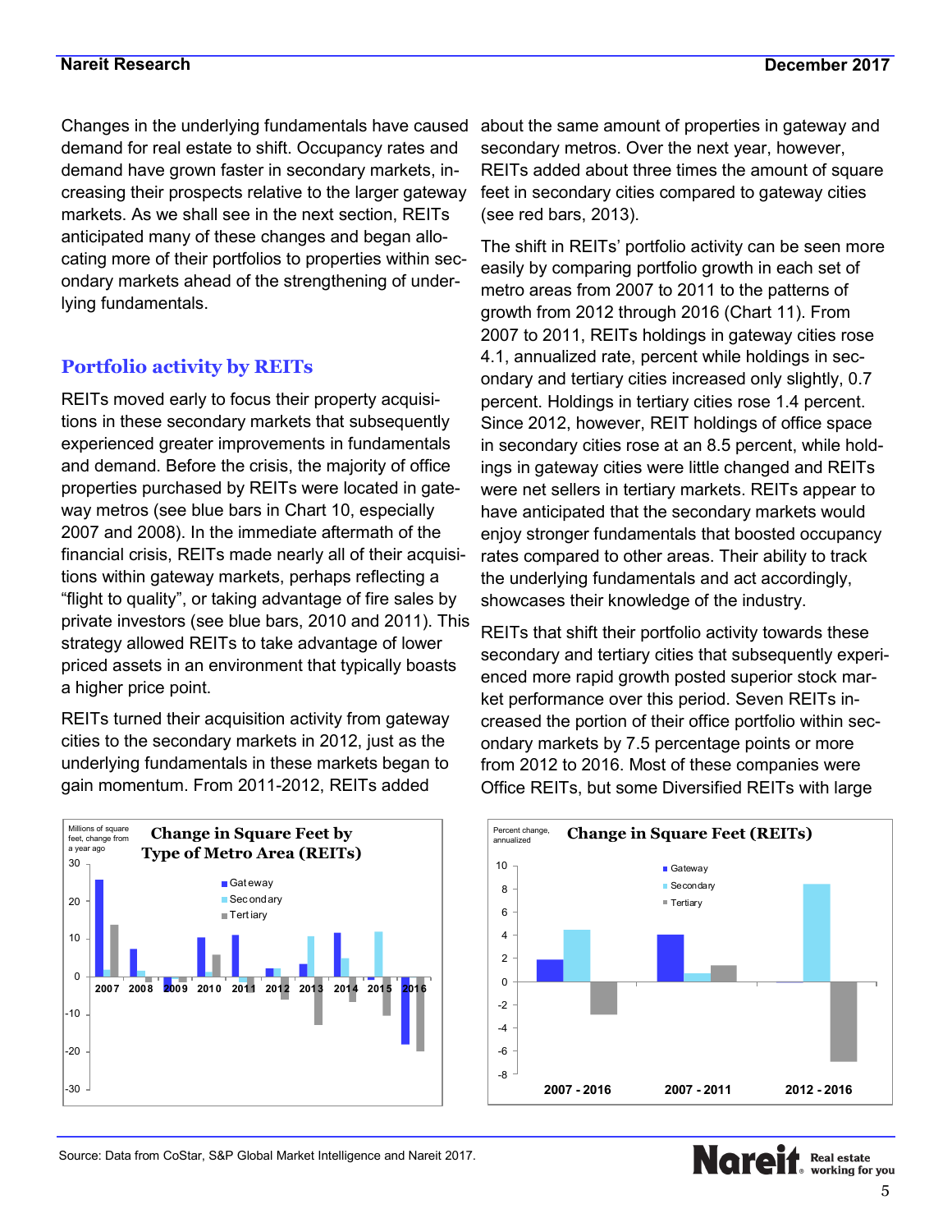Changes in the underlying fundamentals have caused demand for real estate to shift. Occupancy rates and demand have grown faster in secondary markets, increasing their prospects relative to the larger gateway markets. As we shall see in the next section, REITs anticipated many of these changes and began allocating more of their portfolios to properties within secondary markets ahead of the strengthening of underlying fundamentals.

## Portfolio activity by REITs

REITs moved early to focus their property acquisitions in these secondary markets that subsequently experienced greater improvements in fundamentals and demand. Before the crisis, the majority of office properties purchased by REITs were located in gateway metros (see blue bars in Chart 10, especially 2007 and 2008). In the immediate aftermath of the financial crisis, REITs made nearly all of their acquisitions within gateway markets, perhaps reflecting a "flight to quality", or taking advantage of fire sales by private investors (see blue bars, 2010 and 2011). This strategy allowed REITs to take advantage of lower priced assets in an environment that typically boasts a higher price point.

REITs turned their acquisition activity from gateway cities to the secondary markets in 2012, just as the underlying fundamentals in these markets began to gain momentum. From 2011-2012, REITs added about the same amount of properties in gateway and secondary metros. Over the next year, however, REITs added about three times the amount of square feet in secondary cities compared to gateway cities (see red bars, 2013).

The shift in REITs' portfolio activity can be seen more easily by comparing portfolio growth in each set of metro areas from 2007 to 2011 to the patterns of growth from 2012 through 2016 (Chart 11). From 2007 to 2011, REITs holdings in gateway cities rose 4.1, annualized rate, percent while holdings in secondary and tertiary cities increased only slightly, 0.7 percent. Holdings in tertiary cities rose 1.4 percent. Since 2012, however, REIT holdings of office space in secondary cities rose at an 8.5 percent, while holdings in gateway cities were little changed and REITs were net sellers in tertiary markets. REITs appear to have anticipated that the secondary markets would enjoy stronger fundamentals that boosted occupancy rates compared to other areas. Their ability to track the underlying fundamentals and act accordingly, showcases their knowledge of the industry.

REITs that shift their portfolio activity towards these secondary and tertiary cities that subsequently experienced more rapid growth posted superior stock market performance over this period. Seven REITs increased the portion of their office portfolio within secondary markets by 7.5 percentage points or more from 2012 to 2016. Most of these companies were Office REITs, but some Diversified REITs with large

**Change in Square Feet by Type of Metro Area (REITs)**

Millions of square feet, change from a year ago

Legend: Gateway, Secondary, Tertiary (2007–2016)

**Change in Square Feet (REITs)**

Percent change, annualized

Legend: Gateway, Secondary, Tertiary (2007 - 2016, 2007 - 2011, 2012 - 2016)

Source: Data from CoStar, S&P Global Market Intelligence and Nareit 2017.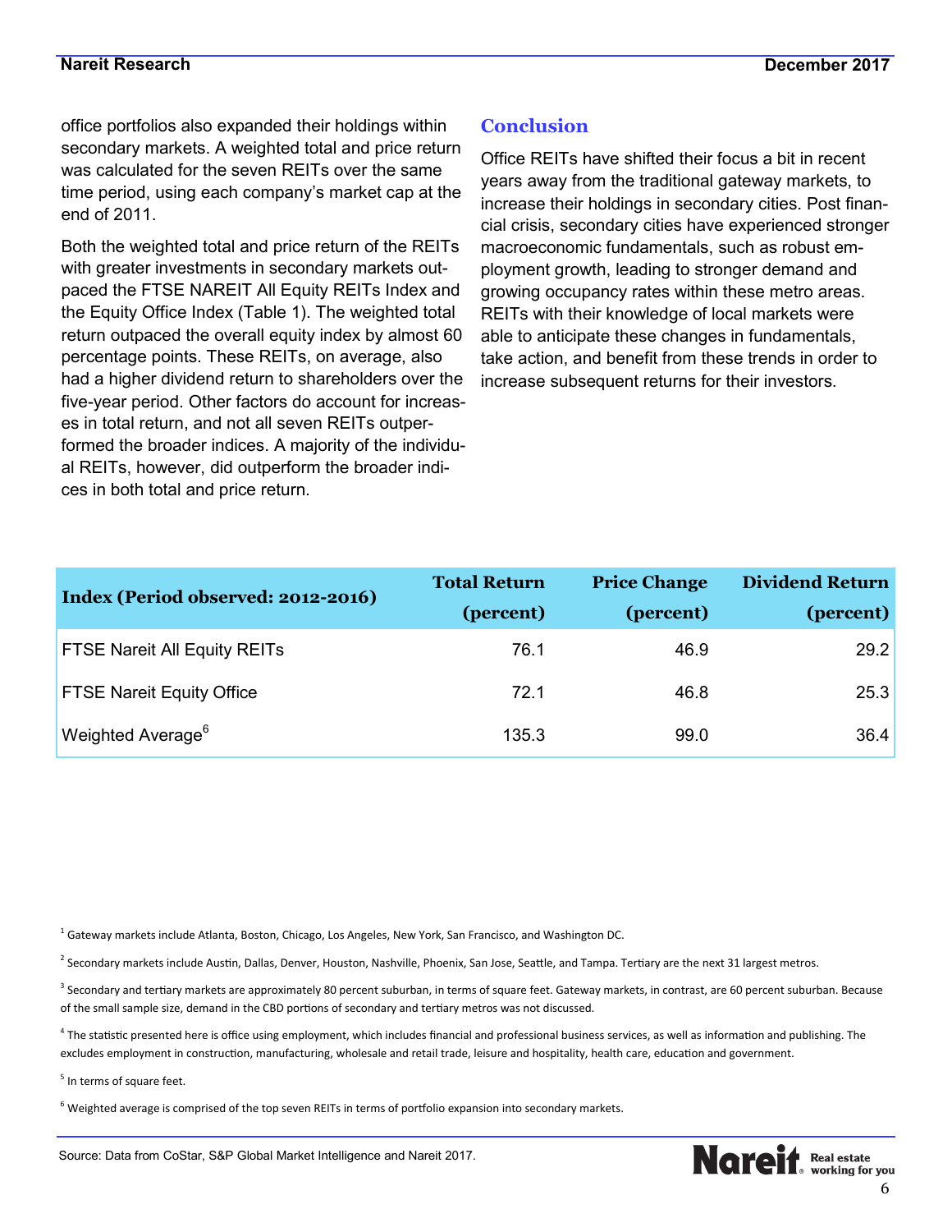office portfolios also expanded their holdings within secondary markets. A weighted total and price return was calculated for the seven REITs over the same time period, using each company's market cap at the end of 2011.

Both the weighted total and price return of the REITs with greater investments in secondary markets outpaced the FTSE NAREIT All Equity REITs Index and the Equity Office Index (Table 1). The weighted total return outpaced the overall equity index by almost 60 percentage points. These REITs, on average, also had a higher dividend return to shareholders over the five-year period. Other factors do account for increases in total return, and not all seven REITs outperformed the broader indices. A majority of the individual REITs, however, did outperform the broader indices in both total and price return.

## Conclusion

Office REITs have shifted their focus a bit in recent years away from the traditional gateway markets, to increase their holdings in secondary cities. Post financial crisis, secondary cities have experienced stronger macroeconomic fundamentals, such as robust employment growth, leading to stronger demand and growing occupancy rates within these metro areas. REITs with their knowledge of local markets were able to anticipate these changes in fundamentals, take action, and benefit from these trends in order to increase subsequent returns for their investors.

| Index (Period observed: 2012-2016) | Total Return (percent) | Price Change (percent) | Dividend Return (percent) |
|---|---|---|---|
| FTSE Nareit All Equity REITs | 76.1 | 46.9 | 29.2 |
| FTSE Nareit Equity Office | 72.1 | 46.8 | 25.3 |
| Weighted Average[6] | 135.3 | 99.0 | 36.4 |

[1] Gateway markets include Atlanta, Boston, Chicago, Los Angeles, New York, San Francisco, and Washington DC.

[2] Secondary markets include Austin, Dallas, Denver, Houston, Nashville, Phoenix, San Jose, Seattle, and Tampa. Tertiary are the next 31 largest metros.

[3] Secondary and tertiary markets are approximately 80 percent suburban, in terms of square feet. Gateway markets, in contrast, are 60 percent suburban. Because of the small sample size, demand in the CBD portions of secondary and tertiary metros was not discussed.

[4] The statistic presented here is office using employment, which includes financial and professional business services, as well as information and publishing. The excludes employment in construction, manufacturing, wholesale and retail trade, leisure and hospitality, health care, education and government.

[5] In terms of square feet.

[6] Weighted average is comprised of the top seven REITs in terms of portfolio expansion into secondary markets.

Source: Data from CoStar, S&P Global Market Intelligence and Nareit 2017.